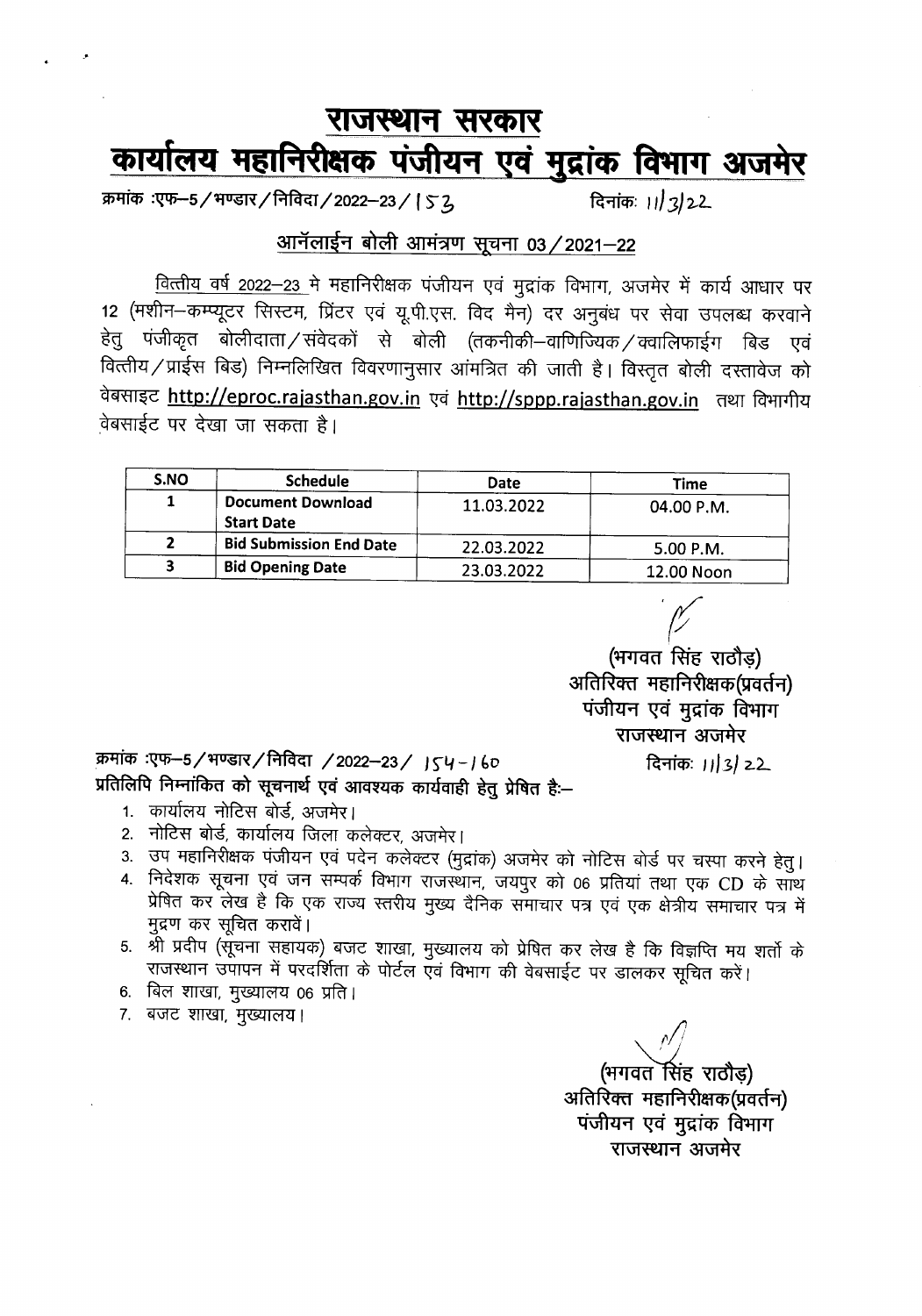# राजस्थान सरकार
# कार्यालय महानिरीक्षक पंजीयन एवं मुद्रांक विभाग अजमेर

क्रमांक :एफ–5/भण्डार/निविदा/2022–23/153 दिनांकः 11/3/22

## आनॅलाईन बोली आमंत्रण सूचना 03/2021–22

वित्तीय वर्ष 2022–23 मे महानिरीक्षक पंजीयन एवं मुद्रांक विभाग, अजमेर में कार्य आधार पर 12 (मशीन–कम्प्यूटर सिस्टम, प्रिंटर एवं यू.पी.एस. विद मैन) दर अनुबंध पर सेवा उपलब्ध करवाने हेतु पंजीकृत बोलीदाता/संवेदकों से बोली (तकनीकी–वाणिज्यिक/क्वालिफाईग बिड एवं वित्तीय/प्राईस बिड) निम्नलिखित विवरणानुसार आंमत्रित की जाती है। विस्तृत बोली दस्तावेज को वेबसाइट http://eproc.rajasthan.gov.in एवं http://sppp.rajasthan.gov.in तथा विभागीय वेबसाईट पर देखा जा सकता है।

| S.NO | Schedule | Date | Time |
|---|---|---|---|
| 1 | Document Download Start Date | 11.03.2022 | 04.00 P.M. |
| 2 | Bid Submission End Date | 22.03.2022 | 5.00 P.M. |
| 3 | Bid Opening Date | 23.03.2022 | 12.00 Noon |

(भगवत सिंह राठौड़)
अतिरिक्त महानिरीक्षक(प्रवर्तन)
पंजीयन एवं मुद्रांक विभाग
राजस्थान अजमेर

क्रमांक :एफ–5/भण्डार/निविदा /2022–23/ 154-160 दिनांकः 11/3/22

**प्रतिलिपि निम्नांकित को सूचनार्थ एवं आवश्यक कार्यवाही हेतु प्रेषित हैः–**

1. कार्यालय नोटिस बोर्ड, अजमेर।
2. नोटिस बोर्ड, कार्यालय जिला कलेक्टर, अजमेर।
3. उप महानिरीक्षक पंजीयन एवं पदेन कलेक्टर (मुद्रांक) अजमेर को नोटिस बोर्ड पर चस्पा करने हेतु।
4. निदेशक सूचना एवं जन सम्पर्क विभाग राजस्थान, जयपुर को 06 प्रतियां तथा एक CD के साथ प्रेषित कर लेख है कि एक राज्य स्तरीय मुख्य दैनिक समाचार पत्र एवं एक क्षेत्रीय समाचार पत्र में मुद्रण कर सूचित करावें।
5. श्री प्रदीप (सूचना सहायक) बजट शाखा, मुख्यालय को प्रेषित कर लेख है कि विज्ञप्ति मय शर्तो के राजस्थान उपापन में परदर्शिता के पोर्टल एवं विभाग की वेबसाईट पर डालकर सूचित करें।
6. बिल शाखा, मुख्यालय 06 प्रति।
7. बजट शाखा, मुख्यालय।

(भगवत सिंह राठौड़)
अतिरिक्त महानिरीक्षक(प्रवर्तन)
पंजीयन एवं मुद्रांक विभाग
राजस्थान अजमेर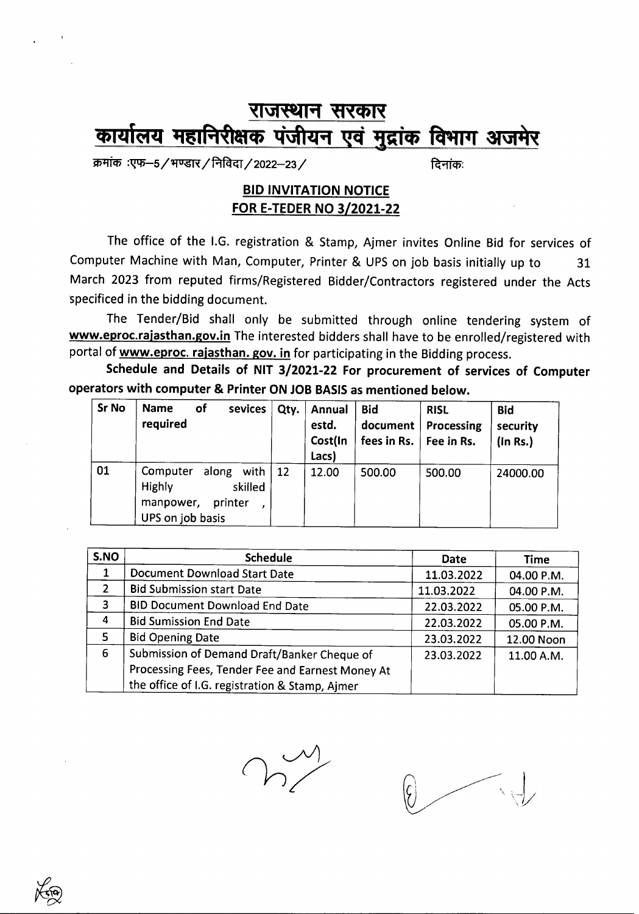# राजस्थान सरकार

## कार्यालय महानिरीक्षक पंजीयन एवं मुद्रांक विभाग अजमेर

क्रमांक :एफ–5/भण्डार/निविदा/2022–23/ दिनांकः

### BID INVITATION NOTICE

### FOR E-TEDER NO 3/2021-22

The office of the I.G. registration & Stamp, Ajmer invites Online Bid for services of Computer Machine with Man, Computer, Printer & UPS on job basis initially up to 31 March 2023 from reputed firms/Registered Bidder/Contractors registered under the Acts specificed in the bidding document.

The Tender/Bid shall only be submitted through online tendering system of **www.eproc.rajasthan.gov.in** The interested bidders shall have to be enrolled/registered with portal of **www.eproc. rajasthan. gov. in** for participating in the Bidding process.

**Schedule and Details of NIT 3/2021-22 For procurement of services of Computer operators with computer & Printer ON JOB BASIS as mentioned below.**

| Sr No | Name of sevices required | Qty. | Annual estd. Cost(In Lacs) | Bid document fees in Rs. | RISL Processing Fee in Rs. | Bid security (In Rs.) |
|---|---|---|---|---|---|---|
| 01 | Computer along with Highly skilled manpower, printer , UPS on job basis | 12 | 12.00 | 500.00 | 500.00 | 24000.00 |

| S.NO | Schedule | Date | Time |
|---|---|---|---|
| 1 | Document Download Start Date | 11.03.2022 | 04.00 P.M. |
| 2 | Bid Submission start Date | 11.03.2022 | 04.00 P.M. |
| 3 | BID Document Download End Date | 22.03.2022 | 05.00 P.M. |
| 4 | Bid Sumission End Date | 22.03.2022 | 05.00 P.M. |
| 5 | Bid Opening Date | 23.03.2022 | 12.00 Noon |
| 6 | Submission of Demand Draft/Banker Cheque of Processing Fees, Tender Fee and Earnest Money At the office of I.G. registration & Stamp, Ajmer | 23.03.2022 | 11.00 A.M. |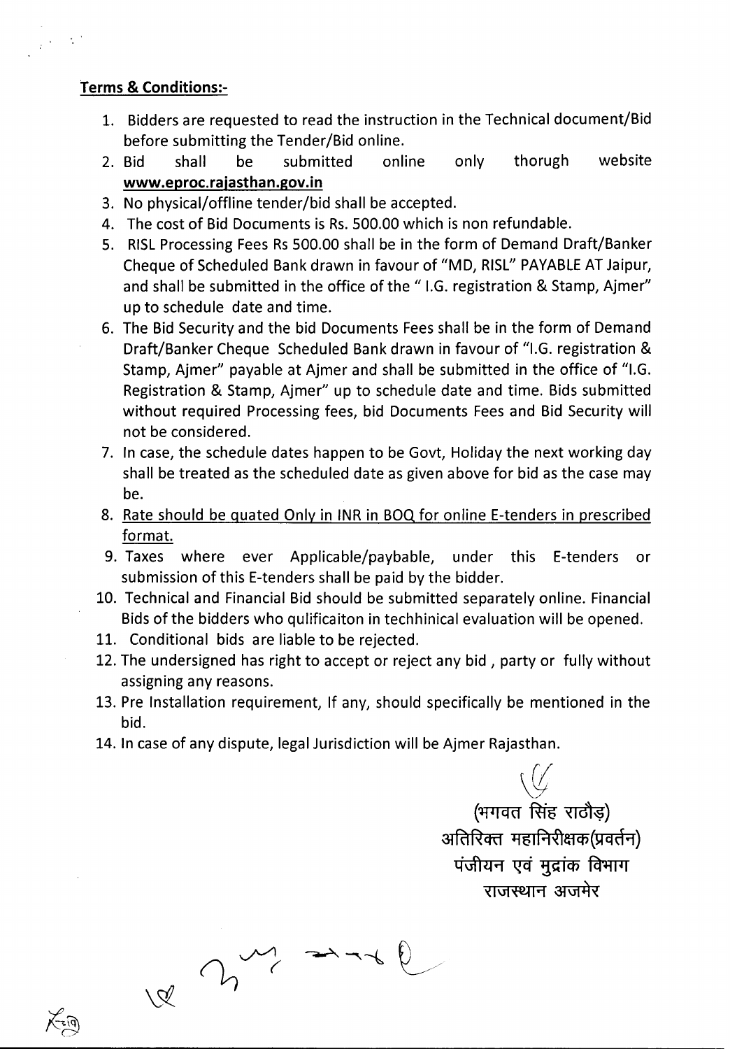**Terms & Conditions:-**

1. Bidders are requested to read the instruction in the Technical document/Bid before submitting the Tender/Bid online.
2. Bid shall be submitted online only thorugh website **www.eproc.rajasthan.gov.in**
3. No physical/offline tender/bid shall be accepted.
4. The cost of Bid Documents is Rs. 500.00 which is non refundable.
5. RISL Processing Fees Rs 500.00 shall be in the form of Demand Draft/Banker Cheque of Scheduled Bank drawn in favour of "MD, RISL" PAYABLE AT Jaipur, and shall be submitted in the office of the " I.G. registration & Stamp, Ajmer" up to schedule date and time.
6. The Bid Security and the bid Documents Fees shall be in the form of Demand Draft/Banker Cheque Scheduled Bank drawn in favour of "I.G. registration & Stamp, Ajmer" payable at Ajmer and shall be submitted in the office of "I.G. Registration & Stamp, Ajmer" up to schedule date and time. Bids submitted without required Processing fees, bid Documents Fees and Bid Security will not be considered.
7. In case, the schedule dates happen to be Govt, Holiday the next working day shall be treated as the scheduled date as given above for bid as the case may be.
8. Rate should be quated Only in INR in BOQ for online E-tenders in prescribed format.
9. Taxes where ever Applicable/paybable, under this E-tenders or submission of this E-tenders shall be paid by the bidder.
10. Technical and Financial Bid should be submitted separately online. Financial Bids of the bidders who qulificaiton in techhinical evaluation will be opened.
11. Conditional bids are liable to be rejected.
12. The undersigned has right to accept or reject any bid , party or fully without assigning any reasons.
13. Pre Installation requirement, If any, should specifically be mentioned in the bid.
14. In case of any dispute, legal Jurisdiction will be Ajmer Rajasthan.

(भगवत सिंह राठौड़)
अतिरिक्त महानिरीक्षक(प्रवर्तन)
पंजीयन एवं मुद्रांक विभाग
राजस्थान अजमेर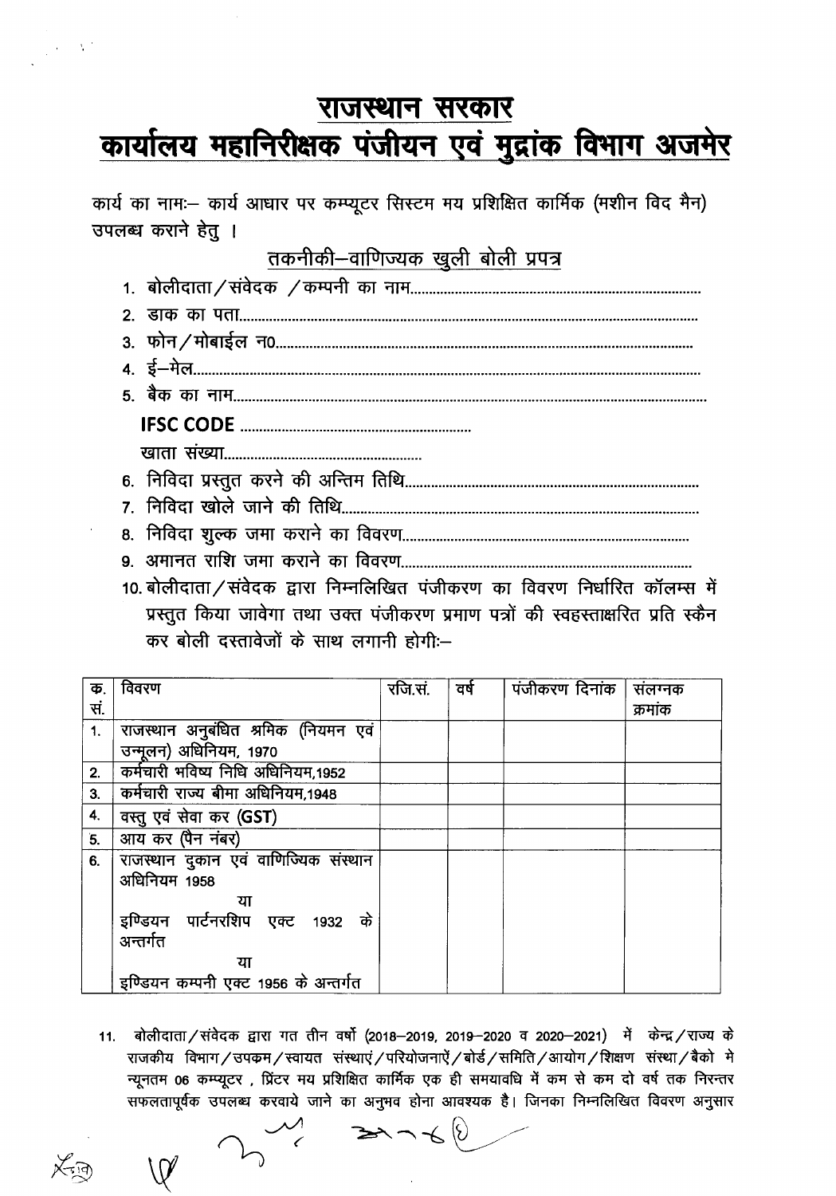# राजस्थान सरकार

# कार्यालय महानिरीक्षक पंजीयन एवं मुद्रांक विभाग अजमेर

कार्य का नामः– कार्य आधार पर कम्प्यूटर सिस्टम मय प्रशिक्षित कार्मिक (मशीन विद मैन) उपलब्ध कराने हेतु ।

## तकनीकी–वाणिज्यक खुली बोली प्रपत्र

1. बोलीदाता / संवेदक / कम्पनी का नाम.............................................................................
2. डाक का पता.............................................................................................................
3. फोन / मोबाईल न0...................................................................................................
4. ई–मेल.......................................................................................................................
5. बैक का नाम..............................................................................................................

   **IFSC CODE** ..............................................................

   खाता संख्या......................................................
6. निविदा प्रस्तुत करने की अन्तिम तिथि............................................................................
7. निविदा खोले जाने की तिथि...........................................................................................
8. निविदा शुल्क जमा कराने का विवरण..............................................................................
9. अमानत राशि जमा कराने का विवरण.............................................................................
10. बोलीदाता / संवेदक द्वारा निम्नलिखित पंजीकरण का विवरण निर्धारित कॉलम्स में प्रस्तुत किया जावेगा तथा उक्त पंजीकरण प्रमाण पत्रों की स्वहस्ताक्षरित प्रति स्कैन कर बोली दस्तावेजों के साथ लगानी होगीः–

| क्र. सं. | विवरण | रजि.सं. | वर्ष | पंजीकरण दिनांक | संलग्नक क्रमांक |
|---|---|---|---|---|---|
| 1. | राजस्थान अनुबंधित श्रमिक (नियमन एवं उन्मूलन) अधिनियम, 1970 | | | | |
| 2. | कर्मचारी भविष्य निधि अधिनियम,1952 | | | | |
| 3. | कर्मचारी राज्य बीमा अधिनियम,1948 | | | | |
| 4. | वस्तु एवं सेवा कर (**GST**) | | | | |
| 5. | आय कर (पैन नंबर) | | | | |
| 6. | राजस्थान दुकान एवं वाणिज्यिक संस्थान अधिनियम 1958<br>या<br>इण्डियन पार्टनरशिप एक्ट 1932 के अन्तर्गत<br>या<br>इण्डियन कम्पनी एक्ट 1956 के अन्तर्गत | | | | |

11. बोलीदाता / संवेदक द्वारा गत तीन वर्षो (2018–2019, 2019–2020 व 2020–2021) में केन्द्र / राज्य के राजकीय विभाग / उपक्रम / स्वायत संस्थाएं / परियोजनाऐं / बोर्ड / समिति / आयोग / शिक्षण संस्था / बैको मे न्यूनतम 06 कम्प्यूटर , प्रिंटर मय प्रशिक्षित कार्मिक एक ही समयावधि में कम से कम दो वर्ष तक निरन्तर सफलतापूर्वक उपलब्ध करवाये जाने का अनुभव होना आवश्यक है। जिनका निम्नलिखित विवरण अनुसार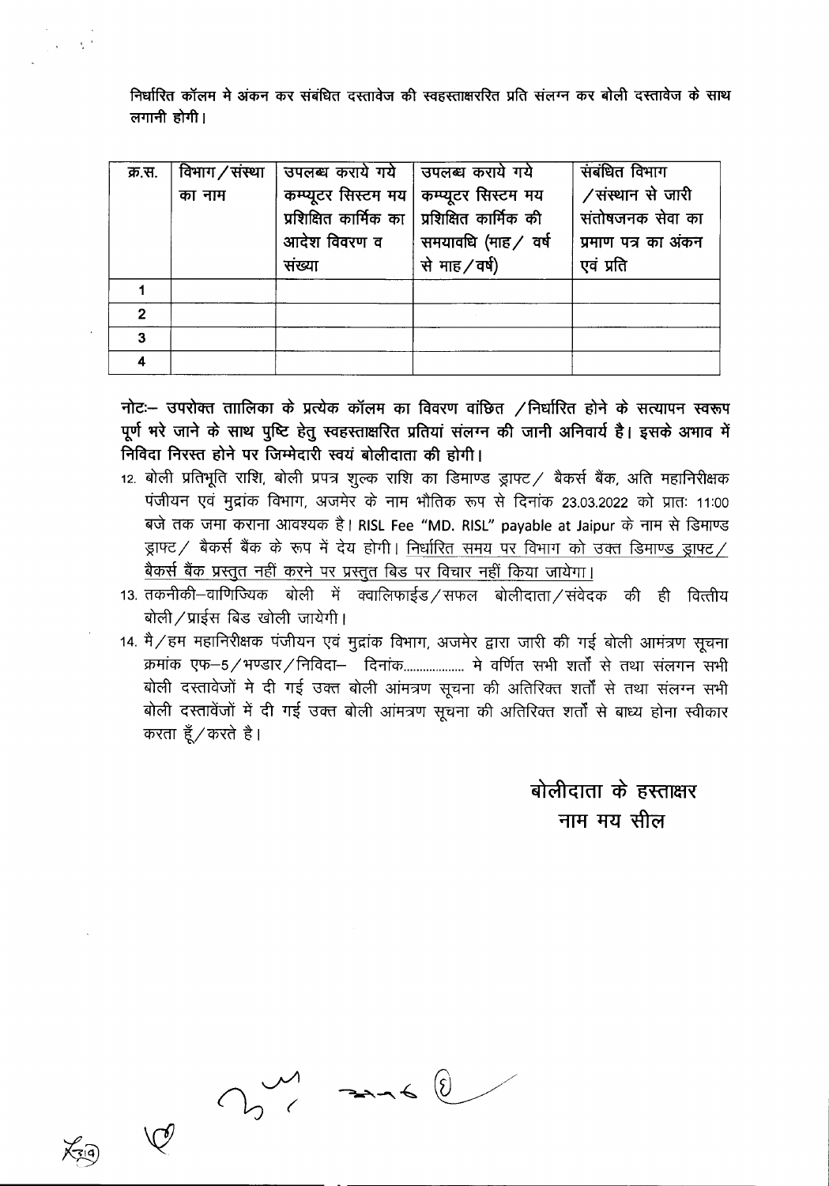निर्धारित कॉलम मे अंकन कर संबंधित दस्तावेज की स्वहस्ताक्षररित प्रति संलग्न कर बोली दस्तावेज के साथ लगानी होगी।

| क्र.स. | विभाग/संस्था का नाम | उपलब्ध कराये गये कम्प्यूटर सिस्टम मय प्रशिक्षित कार्मिक का आदेश विवरण व संख्या | उपलब्ध कराये गये कम्प्यूटर सिस्टम मय प्रशिक्षित कार्मिक की समयावधि (माह/ वर्ष से माह/वर्ष) | संबंधित विभाग /संस्थान से जारी संतोषजनक सेवा का प्रमाण पत्र का अंकन एवं प्रति |
|---|---|---|---|---|
| 1 | | | | |
| 2 | | | | |
| 3 | | | | |
| 4 | | | | |

**नोटः– उपरोक्त तालिका के प्रत्येक कॉलम का विवरण वांछित /निर्धारित होने के सत्यापन स्वरूप पूर्ण भरे जाने के साथ पुष्टि हेतु स्वहस्ताक्षरित प्रतियां संलग्न की जानी अनिवार्य है। इसके अभाव में निविदा निरस्त होने पर जिम्मेदारी स्वयं बोलीदाता की होगी।**

12. बोली प्रतिभूति राशि, बोली प्रपत्र शुल्क राशि का डिमाण्ड ड्राफ्ट/ बैकर्स बैंक, अति महानिरीक्षक पंजीयन एवं मुद्रांक विभाग, अजमेर के नाम भौतिक रूप से दिनांक 23.03.2022 को प्रातः 11:00 बजे तक जमा कराना आवश्यक है। RISL Fee "MD. RISL" payable at Jaipur के नाम से डिमाण्ड ड्राफ्ट/ बैकर्स बैंक के रूप में देय होगी। <u>निर्धारित समय पर विभाग को उक्त डिमाण्ड ड्राफ्ट/ बैकर्स बैंक प्रस्तुत नहीं करने पर प्रस्तुत बिड पर विचार नहीं किया जायेगा।</u>
13. तकनीकी–वाणिज्यिक बोली में क्वालिफाईड/सफल बोलीदाता/संवेदक की ही वित्तीय बोली/प्राईस बिड खोली जायेगी।
14. मै/हम महानिरीक्षक पंजीयन एवं मुद्रांक विभाग, अजमेर द्वारा जारी की गई बोली आमंत्रण सूचना क्रमांक एफ–5/भण्डार/निविदा– दिनांक.................. मे वर्णित सभी शर्तों से तथा संलगन सभी बोली दस्तावेजों मे दी गई उक्त बोली आंमत्रण सूचना की अतिरिक्त शर्तों से तथा संलग्न सभी बोली दस्तावेंजों में दी गई उक्त बोली आमंत्रण सूचना की अतिरिक्त शर्तों से बाध्य होना स्वीकार करता हूँ/करते है।

बोलीदाता के हस्ताक्षर
नाम मय सील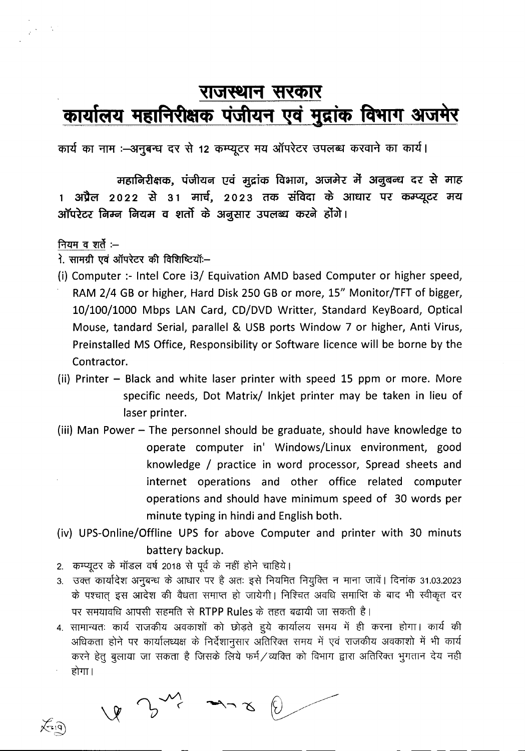# राजस्थान सरकार

# कार्यालय महानिरीक्षक पंजीयन एवं मुद्रांक विभाग अजमेर

कार्य का नाम :—अनुबन्ध दर से 12 कम्प्यूटर मय ऑपरेटर उपलब्ध करवाने का कार्य।

महानिरीक्षक, पंजीयन एवं मुद्रांक विभाग, अजमेर में अनुबन्ध दर से माह 1 अप्रैल 2022 से 31 मार्च, 2023 तक संविदा के आधार पर कम्प्यूटर मय ऑपरेटर निम्न नियम व शर्तो के अनुसार उपलब्ध करने होंगे।

नियम व शर्ते :—

1. सामग्री एवं ऑपरेटर की विशिष्टियाँ:—
   - (i) Computer :- Intel Core i3/ Equivation AMD based Computer or higher speed, RAM 2/4 GB or higher, Hard Disk 250 GB or more, 15" Monitor/TFT of bigger, 10/100/1000 Mbps LAN Card, CD/DVD Writter, Standard KeyBoard, Optical Mouse, tandard Serial, parallel & USB ports Window 7 or higher, Anti Virus, Preinstalled MS Office, Responsibility or Software licence will be borne by the Contractor.
   - (ii) Printer – Black and white laser printer with speed 15 ppm or more. More specific needs, Dot Matrix/ Inkjet printer may be taken in lieu of laser printer.
   - (iii) Man Power – The personnel should be graduate, should have knowledge to operate computer in' Windows/Linux environment, good knowledge / practice in word processor, Spread sheets and internet operations and other office related computer operations and should have minimum speed of 30 words per minute typing in hindi and English both.
   - (iv) UPS-Online/Offline UPS for above Computer and printer with 30 minuts battery backup.
2. कम्प्यूटर के मॉडल वर्ष 2018 से पूर्व के नहीं होने चाहिये।
3. उक्त कार्यादेश अनुबन्ध के आधार पर है अतः इसे नियमित नियुक्ति न माना जावें। दिनांक 31.03.2023 के पश्चात् इस आदेश की वैधता समाप्त हो जायेगी। निश्चित अवधि समाप्ति के बाद भी स्वीकृत दर पर समयावधि आपसी सहमति से RTPP Rules के तहत बढायी जा सकती है।
4. सामान्यतः कार्य राजकीय अवकाशों को छोड़ते हुये कार्यालय समय में ही करना होगा। कार्य की अधिकता होने पर कार्यालयध्यक्ष के निर्देशानुसार अतिरिक्त समय में एवं राजकीय अवकाशो में भी कार्य करने हेतु बुलाया जा सकता है जिसके लिये फर्म/व्यक्ति को विभाग द्वारा अतिरिक्त भुगतान देय नही होगा।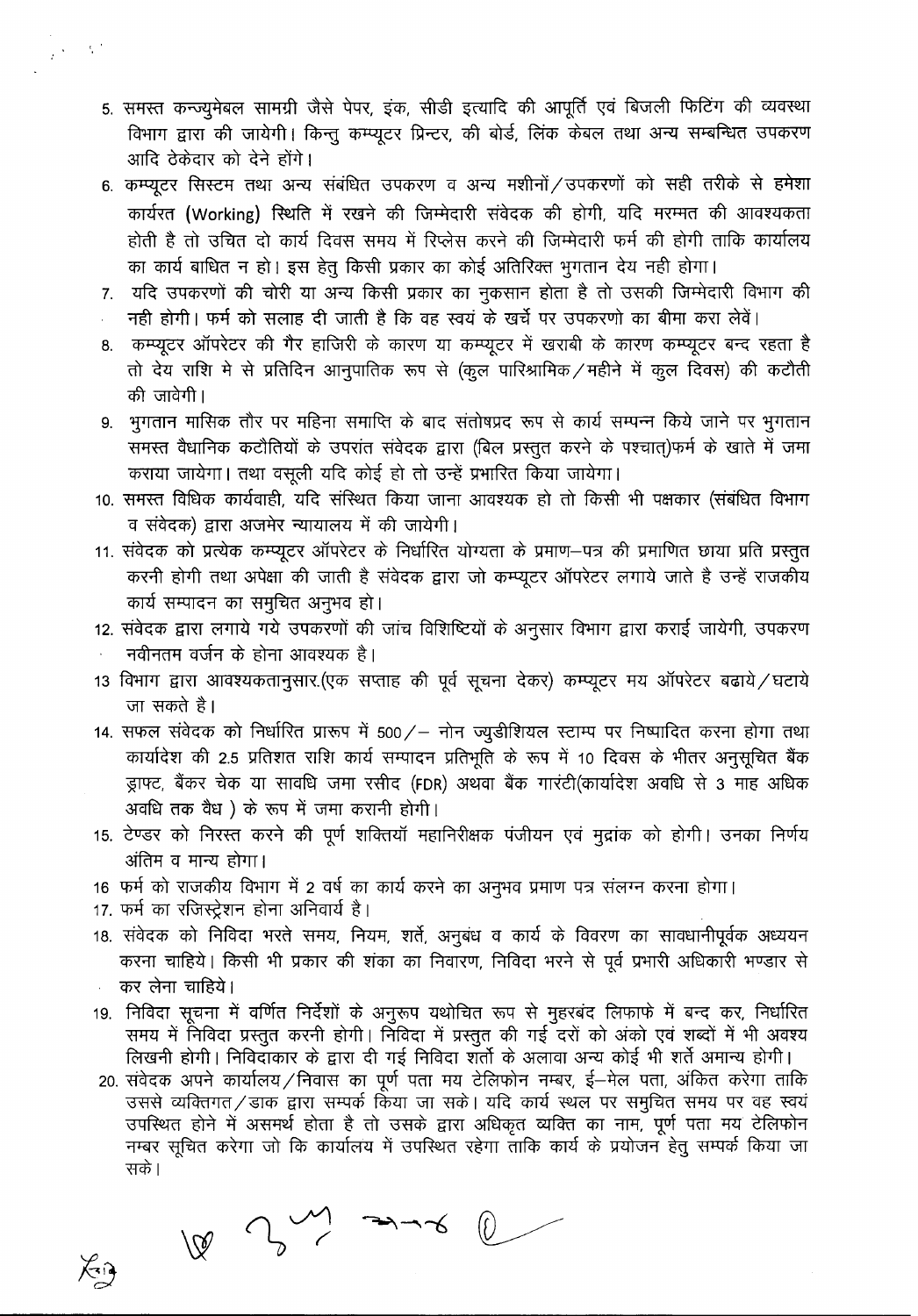5. समस्त कन्ज्युमेबल सामग्री जैसे पेपर, इंक, सीडी इत्यादि की आपूर्ति एवं बिजली फिटिंग की व्यवस्था विभाग द्वारा की जायेगी। किन्तु कम्प्यूटर प्रिन्टर, की बोर्ड, लिंक केबल तथा अन्य सम्बन्धित उपकरण आदि ठेकेदार को देने होंगे।
6. कम्प्यूटर सिस्टम तथा अन्य संबंधित उपकरण व अन्य मशीनों/उपकरणों को सही तरीके से हमेशा कार्यरत (Working) स्थिति में रखने की जिम्मेदारी संवेदक की होगी, यदि मरम्मत की आवश्यकता होती है तो उचित दो कार्य दिवस समय में रिप्लेस करने की जिम्मेदारी फर्म की होगी ताकि कार्यालय का कार्य बाधित न हो। इस हेतु किसी प्रकार का कोई अतिरिक्त भुगतान देय नही होगा।
7. यदि उपकरणों की चोरी या अन्य किसी प्रकार का नुकसान होता है तो उसकी जिम्मेदारी विभाग की नही होगी। फर्म को सलाह दी जाती है कि वह स्वयं के खर्चे पर उपकरणो का बीमा करा लेवें।
8. कम्प्यूटर ऑपरेटर की गैर हाजिरी के कारण या कम्प्यूटर में खराबी के कारण कम्प्यूटर बन्द रहता है तो देय राशि मे से प्रतिदिन आनुपातिक रूप से (कुल पारिश्रामिक/महीने में कुल दिवस) की कटौती की जावेगी।
9. भुगतान मासिक तौर पर महिना समाप्ति के बाद संतोषप्रद रूप से कार्य सम्पन्न किये जाने पर भुगतान समस्त वैधानिक कटौतियों के उपरांत संवेदक द्वारा (बिल प्रस्तुत करने के पश्चात्)फर्म के खाते में जमा कराया जायेगा। तथा वसूली यदि कोई हो तो उन्हें प्रभारित किया जायेगा।
10. समस्त विधिक कार्यवाही, यदि संस्थित किया जाना आवश्यक हो तो किसी भी पक्षकार (संबंधित विभाग व संवेदक) द्वारा अजमेर न्यायालय में की जायेगी।
11. संवेदक को प्रत्येक कम्प्यूटर ऑपरेटर के निर्धारित योग्यता के प्रमाण–पत्र की प्रमाणित छाया प्रति प्रस्तुत करनी होगी तथा अपेक्षा की जाती है संवेदक द्वारा जो कम्प्यूटर ऑपरेटर लगाये जाते है उन्हें राजकीय कार्य सम्पादन का समुचित अनुभव हो।
12. संवेदक द्वारा लगाये गये उपकरणों की जांच विशिष्टियों के अनुसार विभाग द्वारा कराई जायेगी, उपकरण नवीनतम वर्जन के होना आवश्यक है।
13. विभाग द्वारा आवश्यकतानुसार.(एक सप्ताह की पूर्व सूचना देकर) कम्प्यूटर मय ऑपरेटर बढाये/घटाये जा सकते है।
14. सफल संवेदक को निर्धारित प्रारूप में 500/– नोन ज्युडीशियल स्टाम्प पर निष्पादित करना होगा तथा कार्यादेश की 2.5 प्रतिशत राशि कार्य सम्पादन प्रतिभूति के रूप में 10 दिवस के भीतर अनुसूचित बैंक ड्राफ्ट, बैंकर चेक या सावधि जमा रसीद (FDR) अथवा बैंक गारंटी(कार्यादेश अवधि से 3 माह अधिक अवधि तक वैध ) के रूप में जमा करानी होगी।
15. टेण्डर को निरस्त करने की पूर्ण शक्तियॉ महानिरीक्षक पंजीयन एवं मुद्रांक को होगी। उनका निर्णय अंतिम व मान्य होगा।
16. फर्म को राजकीय विभाग में 2 वर्ष का कार्य करने का अनुभव प्रमाण पत्र संलग्न करना होगा।
17. फर्म का रजिस्ट्रेशन होना अनिवार्य है।
18. संवेदक को निविदा भरते समय, नियम, शर्ते, अनुबंध व कार्य के विवरण का सावधानीपूर्वक अध्ययन करना चाहिये। किसी भी प्रकार की शंका का निवारण, निविदा भरने से पूर्व प्रभारी अधिकारी भण्डार से कर लेना चाहिये।
19. निविदा सूचना में वर्णित निर्देशों के अनुरूप यथोचित रूप से मुहरबंद लिफाफे में बन्द कर, निर्धारित समय में निविदा प्रस्तुत करनी होगी। निविदा में प्रस्तुत की गई दरों को अंको एवं शब्दों में भी अवश्य लिखनी होगी। निविदाकार के द्वारा दी गई निविदा शर्तो के अलावा अन्य कोई भी शर्ते अमान्य होगी।
20. संवेदक अपने कार्यालय/निवास का पूर्ण पता मय टेलिफोन नम्बर, ई–मेल पता, अंकित करेगा ताकि उससे व्यक्तिगत/डाक द्वारा सम्पर्क किया जा सके। यदि कार्य स्थल पर समुचित समय पर वह स्वयं उपस्थित होने में असमर्थ होता है तो उसके द्वारा अधिकृत व्यक्ति का नाम, पूर्ण पता मय टेलिफोन नम्बर सूचित करेगा जो कि कार्यालय में उपस्थित रहेगा ताकि कार्य के प्रयोजन हेतु सम्पर्क किया जा सके।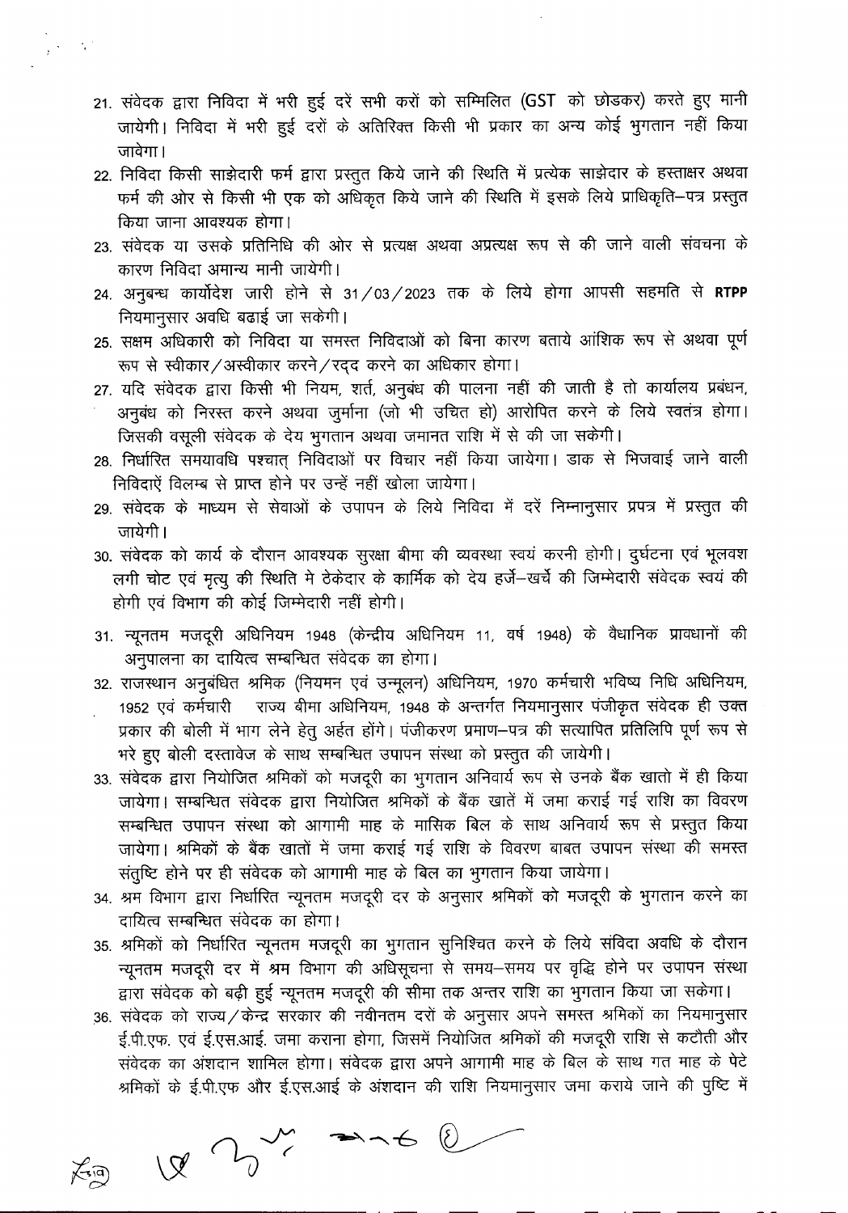21. संवेदक द्वारा निविदा में भरी हुई दरें सभी करों को सम्मिलित (GST को छोडकर) करते हुए मानी जायेगी। निविदा में भरी हुई दरों के अतिरिक्त किसी भी प्रकार का अन्य कोई भुगतान नहीं किया जावेगा।
22. निविदा किसी साझेदारी फर्म द्वारा प्रस्तुत किये जाने की स्थिति में प्रत्येक साझेदार के हस्ताक्षर अथवा फर्म की ओर से किसी भी एक को अधिकृत किये जाने की स्थिति में इसके लिये प्राधिकृति–पत्र प्रस्तुत किया जाना आवश्यक होगा।
23. संवेदक या उसके प्रतिनिधि की ओर से प्रत्यक्ष अथवा अप्रत्यक्ष रूप से की जाने वाली संवचना के कारण निविदा अमान्य मानी जायेगी।
24. अनुबन्ध कार्योदेश जारी होने से 31/03/2023 तक के लिये होगा आपसी सहमति से **RTPP** नियमानुसार अवधि बढाई जा सकेगी।
25. सक्षम अधिकारी को निविदा या समस्त निविदाओं को बिना कारण बताये आंशिक रूप से अथवा पूर्ण रूप से स्वीकार/अस्वीकार करने/रद्द करने का अधिकार होगा।
27. यदि संवेदक द्वारा किसी भी नियम, शर्त, अनुबंध की पालना नहीं की जाती है तो कार्यालय प्रबंधन, अनुबंध को निरस्त करने अथवा जुर्माना (जो भी उचित हो) आरोपित करने के लिये स्वतंत्र होगा। जिसकी वसूली संवेदक के देय भुगतान अथवा जमानत राशि में से की जा सकेगी।
28. निर्धारित समयावधि पश्चात् निविदाओं पर विचार नहीं किया जायेगा। डाक से भिजवाई जाने वाली निविदाऐं विलम्ब से प्राप्त होने पर उन्हें नहीं खोला जायेगा।
29. संवेदक के माध्यम से सेवाओं के उपापन के लिये निविदा में दरें निम्नानुसार प्रपत्र में प्रस्तुत की जायेगी।
30. संवेदक को कार्य के दौरान आवश्यक सुरक्षा बीमा की व्यवस्था स्वयं करनी होगी। दुर्घटना एवं भूलवश लगी चोट एवं मृत्यु की स्थिति मे ठेकेदार के कार्मिक को देय हर्जे–खर्चे की जिम्मेदारी संवेदक स्वयं की होगी एवं विभाग की कोई जिम्मेदारी नहीं होगी।
31. न्यूनतम मजदूरी अधिनियम 1948 (केन्द्रीय अधिनियम 11, वर्ष 1948) के वैधानिक प्रावधानों की अनुपालना का दायित्व सम्बन्धित संवेदक का होगा।
32. राजस्थान अनुबंधित श्रमिक (नियमन एवं उन्मूलन) अधिनियम, 1970 कर्मचारी भविष्य निधि अधिनियम, 1952 एवं कर्मचारी राज्य बीमा अधिनियम, 1948 के अन्तर्गत नियमानुसार पंजीकृत संवेदक ही उक्त प्रकार की बोली में भाग लेने हेतु अर्हत होंगे। पंजीकरण प्रमाण–पत्र की सत्यापित प्रतिलिपि पूर्ण रूप से भरे हुए बोली दस्तावेज के साथ सम्बन्धित उपापन संस्था को प्रस्तुत की जायेगी।
33. संवेदक द्वारा नियोजित श्रमिकों को मजदूरी का भुगतान अनिवार्य रूप से उनके बैंक खातो में ही किया जायेगा। सम्बन्धित संवेदक द्वारा नियोजित श्रमिकों के बैंक खातें में जमा कराई गई राशि का विवरण सम्बन्धित उपापन संस्था को आगामी माह के मासिक बिल के साथ अनिवार्य रूप से प्रस्तुत किया जायेगा। श्रमिकों के बैंक खातों में जमा कराई गई राशि के विवरण बाबत उपापन संस्था की समस्त संतुष्टि होने पर ही संवेदक को आगामी माह के बिल का भुगतान किया जायेगा।
34. श्रम विभाग द्वारा निर्धारित न्यूनतम मजदूरी दर के अनुसार श्रमिकों को मजदूरी के भुगतान करने का दायित्व सम्बन्धित संवेदक का होगा।
35. श्रमिकों को निर्धारित न्यूनतम मजदूरी का भुगतान सुनिश्चित करने के लिये संविदा अवधि के दौरान न्यूनतम मजदूरी दर में श्रम विभाग की अधिसूचना से समय–समय पर वृद्धि होने पर उपापन संस्था द्वारा संवेदक को बढ़ी हुई न्यूनतम मजदूरी की सीमा तक अन्तर राशि का भुगतान किया जा सकेगा।
36. संवेदक को राज्य/केन्द्र सरकार की नवीनतम दरों के अनुसार अपने समस्त श्रमिकों का नियमानुसार ई.पी.एफ. एवं ई.एस.आई. जमा कराना होगा, जिसमें नियोजित श्रमिकों की मजदूरी राशि से कटौती और संवेदक का अंशदान शामिल होगा। संवेदक द्वारा अपने आगामी माह के बिल के साथ गत माह के पेटे श्रमिकों के ई.पी.एफ और ई.एस.आई के अंशदान की राशि नियमानुसार जमा कराये जाने की पुष्टि में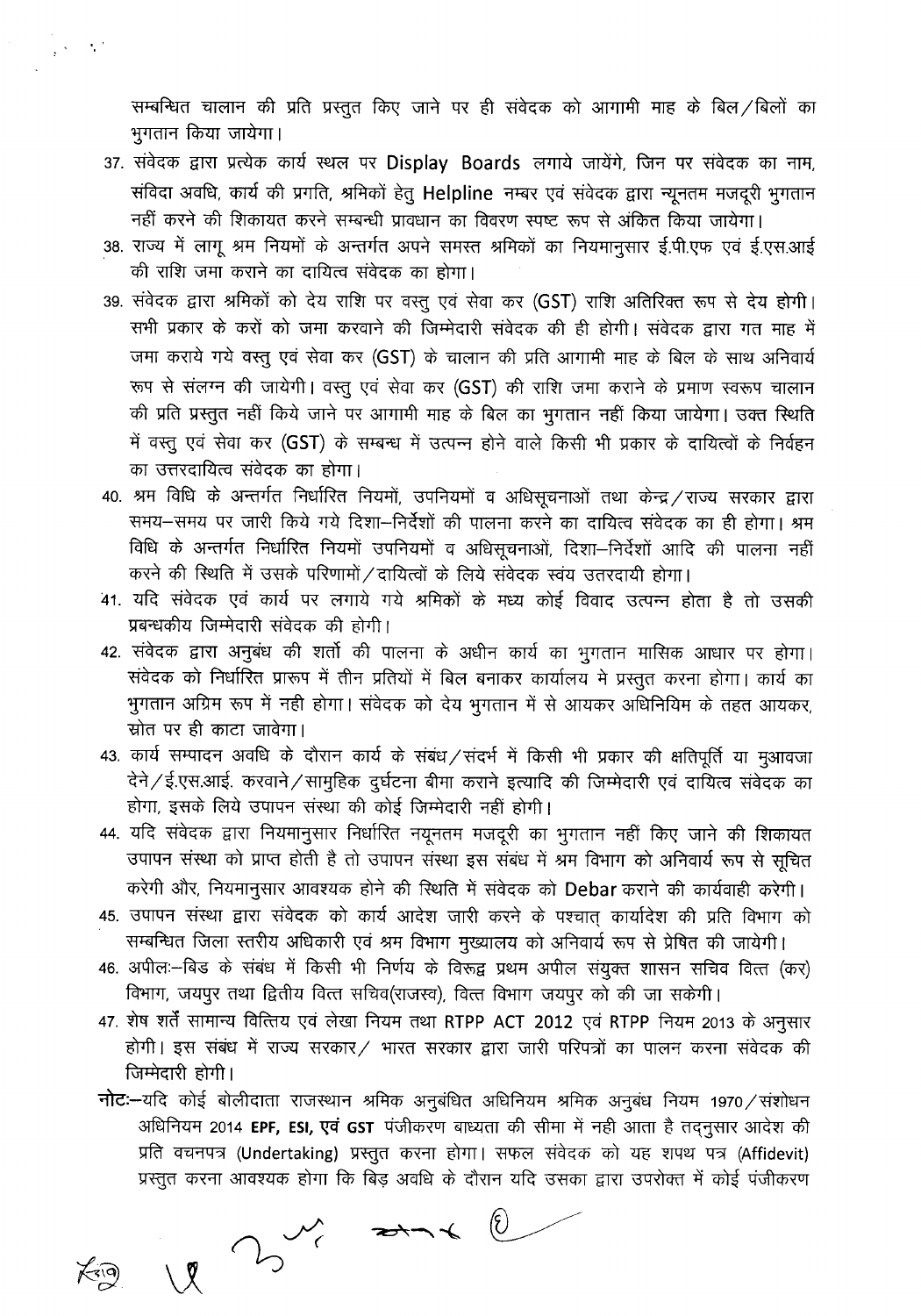सम्बन्धित चालान की प्रति प्रस्तुत किए जाने पर ही संवेदक को आगामी माह के बिल/बिलों का भुगतान किया जायेगा।

37. संवेदक द्वारा प्रत्येक कार्य स्थल पर Display Boards लगाये जायेंगे, जिन पर संवेदक का नाम, संविदा अवधि, कार्य की प्रगति, श्रमिकों हेतु Helpline नम्बर एवं संवेदक द्वारा न्यूनतम मजदूरी भुगतान नहीं करने की शिकायत करने सम्बन्धी प्रावधान का विवरण स्पष्ट रूप से अंकित किया जायेगा।
38. राज्य में लागू श्रम नियमों के अन्तर्गत अपने समस्त श्रमिकों का नियमानुसार ई.पी.एफ एवं ई.एस.आई की राशि जमा कराने का दायित्व संवेदक का होगा।
39. संवेदक द्वारा श्रमिकों को देय राशि पर वस्तु एवं सेवा कर (GST) राशि अतिरिक्त रूप से देय होगी। सभी प्रकार के करों को जमा करवाने की जिम्मेदारी संवेदक की ही होगी। संवेदक द्वारा गत माह में जमा कराये गये वस्तु एवं सेवा कर (GST) के चालान की प्रति आगामी माह के बिल के साथ अनिवार्य रूप से संलग्न की जायेगी। वस्तु एवं सेवा कर (GST) की राशि जमा कराने के प्रमाण स्वरूप चालान की प्रति प्रस्तुत नहीं किये जाने पर आगामी माह के बिल का भुगतान नहीं किया जायेगा। उक्त स्थिति में वस्तु एवं सेवा कर (GST) के सम्बन्ध में उत्पन्न होने वाले किसी भी प्रकार के दायित्वों के निर्वहन का उत्तरदायित्व संवेदक का होगा।
40. श्रम विधि के अन्तर्गत निर्धारित नियमों, उपनियमों व अधिसूचनाओं तथा केन्द्र/राज्य सरकार द्वारा समय-समय पर जारी किये गये दिशा-निर्देशों की पालना करने का दायित्व संवेदक का ही होगा। श्रम विधि के अन्तर्गत निर्धारित नियमों उपनियमों व अधिसूचनाओं, दिशा-निर्देशों आदि की पालना नहीं करने की स्थिति में उसके परिणामों/दायित्वों के लिये संवेदक स्वंय उतरदायी होगा।
41. यदि संवेदक एवं कार्य पर लगाये गये श्रमिकों के मध्य कोई विवाद उत्पन्न होता है तो उसकी प्रबन्धकीय जिम्मेदारी संवेदक की होगी।
42. संवेदक द्वारा अनुबंध की शर्तो की पालना के अधीन कार्य का भुगतान मासिक आधार पर होगा। संवेदक को निर्धारित प्रारूप में तीन प्रतियों में बिल बनाकर कार्यालय मे प्रस्तुत करना होगा। कार्य का भुगतान अग्रिम रूप में नही होगा। संवेदक को देय भुगतान में से आयकर अधिनियिम के तहत आयकर, स्रोत पर ही काटा जावेगा।
43. कार्य सम्पादन अवधि के दौरान कार्य के संबंध/संदर्भ में किसी भी प्रकार की क्षतिपूर्ति या मुआवजा देने/ई.एस.आई. करवाने/सामुहिक दुर्घटना बीमा कराने इत्यादि की जिम्मेदारी एवं दायित्व संवेदक का होगा, इसके लिये उपापन संस्था की कोई जिम्मेदारी नहीं होगी।
44. यदि संवेदक द्वारा नियमानुसार निर्धारित नयूनतम मजदूरी का भुगतान नहीं किए जाने की शिकायत उपापन संस्था को प्राप्त होती है तो उपापन संस्था इस संबंध में श्रम विभाग को अनिवार्य रूप से सूचित करेगी और, नियमानुसार आवश्यक होने की स्थिति में संवेदक को Debar कराने की कार्यवाही करेगी।
45. उपापन संस्था द्वारा संवेदक को कार्य आदेश जारी करने के पश्चात् कार्यादेश की प्रति विभाग को सम्बन्धित जिला स्तरीय अधिकारी एवं श्रम विभाग मुख्यालय को अनिवार्य रूप से प्रेषित की जायेगी।
46. अपीलः-बिड के संबंध में किसी भी निर्णय के विरूद्व प्रथम अपील संयुक्त शासन सचिव वित्त (कर) विभाग, जयपुर तथा द्वितीय वित्त सचिव(राजस्व), वित्त विभाग जयपुर को की जा सकेगी।
47. शेष शर्तें सामान्य वित्तिय एवं लेखा नियम तथा RTPP ACT 2012 एवं RTPP नियम 2013 के अनुसार होगी। इस संबंध में राज्य सरकार/ भारत सरकार द्वारा जारी परिपत्रों का पालन करना संवेदक की जिम्मेदारी होगी।

**नोटः**-यदि कोई बोलीदाता राजस्थान श्रमिक अनुबंधित अधिनियम श्रमिक अनुबंध नियम 1970/संशोधन अधिनियम 2014 **EPF, ESI, एवं GST** पंजीकरण बाध्यता की सीमा में नही आता है तदनुसार आदेश की प्रति वचनपत्र (Undertaking) प्रस्तुत करना होगा। सफल संवेदक को यह शपथ पत्र (Affidevit) प्रस्तुत करना आवश्यक होगा कि बिड़ अवधि के दौरान यदि उसका द्वारा उपरोक्त में कोई पंजीकरण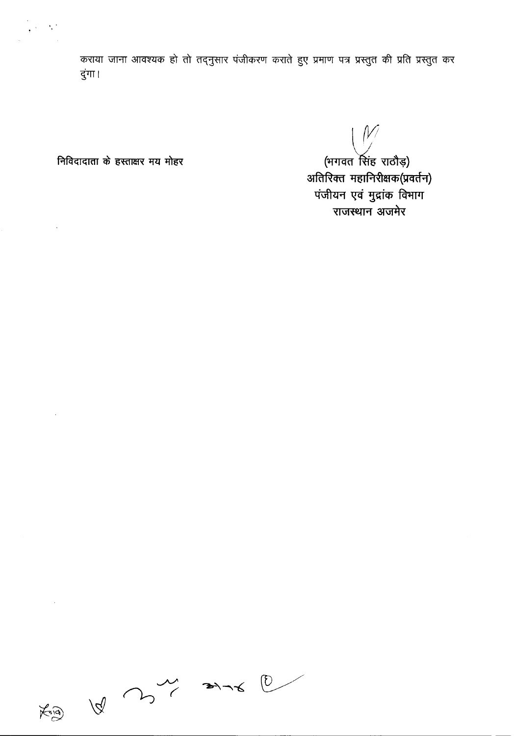कराया जाना आवश्यक हो तो तद्नुसार पंजीकरण कराते हुए प्रमाण पत्र प्रस्तुत की प्रति प्रस्तुत कर दुंगा।

निविदादाता के हस्ताक्षर मय मोहर

(भगवत सिंह राठौड़)
अतिरिक्त महानिरीक्षक(प्रवर्तन)
पंजीयन एवं मुद्रांक विभाग
राजस्थान अजमेर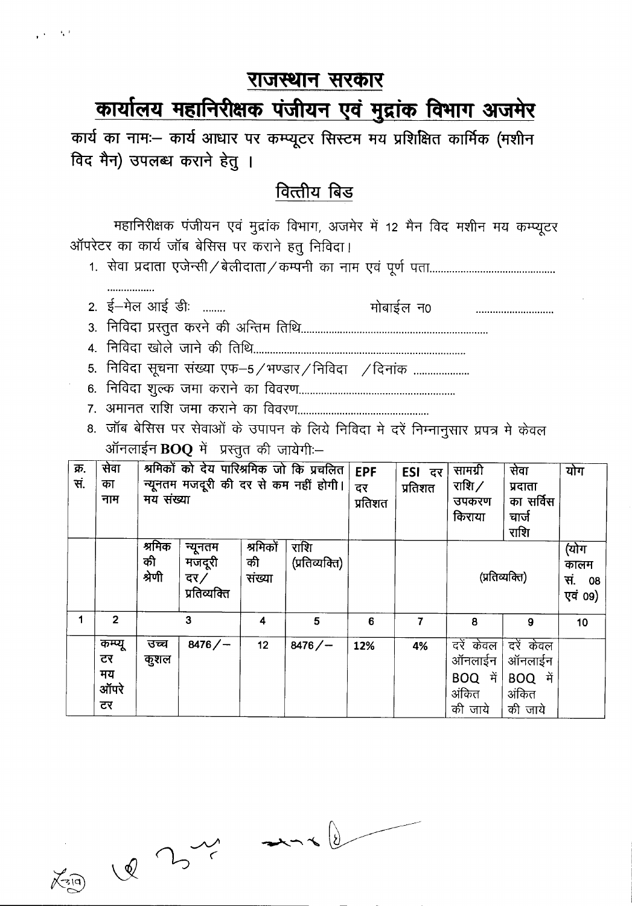# राजस्थान सरकार

## कार्यालय महानिरीक्षक पंजीयन एवं मुद्रांक विभाग अजमेर

**कार्य का नामः– कार्य आधार पर कम्प्यूटर सिस्टम मय प्रशिक्षित कार्मिक (मशीन विद मैन) उपलब्ध कराने हेतु ।**

### वित्तीय बिड

महानिरीक्षक पंजीयन एवं मुद्रांक विभाग, अजमेर में 12 मैन विद मशीन मय कम्प्यूटर ऑपरेटर का कार्य जॉब बेसिस पर कराने हतु निविदा।

1. सेवा प्रदाता एजेन्सी/बेलीदाता/कम्पनी का नाम एवं पूर्ण पता............................................ .................
2. ई–मेल आई डीः ........ मोबाईल न0 ............................
3. निविदा प्रस्तुत करने की अन्तिम तिथि..................................................................
4. निविदा खोले जाने की तिथि...........................................................................
5. निविदा सूचना संख्या एफ–5/भण्डार/निविदा /दिनांक ...................
6. निविदा शुल्क जमा कराने का विवरण.......................................................
7. अमानत राशि जमा कराने का विवरण..............................................
8. जॉब बेसिस पर सेवाओं के उपापन के लिये निविदा मे दरें निम्नानुसार प्रपत्र मे केवल ऑनलाईन **BOQ** में प्रस्तुत की जायेगीः–

| क्र. सं. | सेवा का नाम | श्रमिकों को देय पारिश्रमिक जो कि प्रचलित न्यूनतम मजदूरी की दर से कम नहीं होगी। मय संख्या | | | | EPF दर प्रतिशत | ESI दर प्रतिशत | सामग्री राशि/ उपकरण किराया | सेवा प्रदाता का सर्विस चार्ज राशि | योग |
|---|---|---|---|---|---|---|---|---|---|---|
| | | श्रमिक की श्रेणी | न्यूनतम मजदूरी दर/ प्रतिव्यक्ति | श्रमिकों की संख्या | राशि (प्रतिव्यक्ति) | | | (प्रतिव्यक्ति) | | (योग कालम सं. 08 एवं 09) |
| 1 | 2 | 3 | | 4 | 5 | 6 | 7 | 8 | 9 | 10 |
| | कम्प्यूटर मय ऑपरेटर | उच्च कुशल | 8476/– | 12 | 8476/– | 12% | 4% | दरें केवल ऑनलाईन BOQ में अंकित की जाये | दरें केवल ऑनलाईन BOQ में अंकित की जाये | |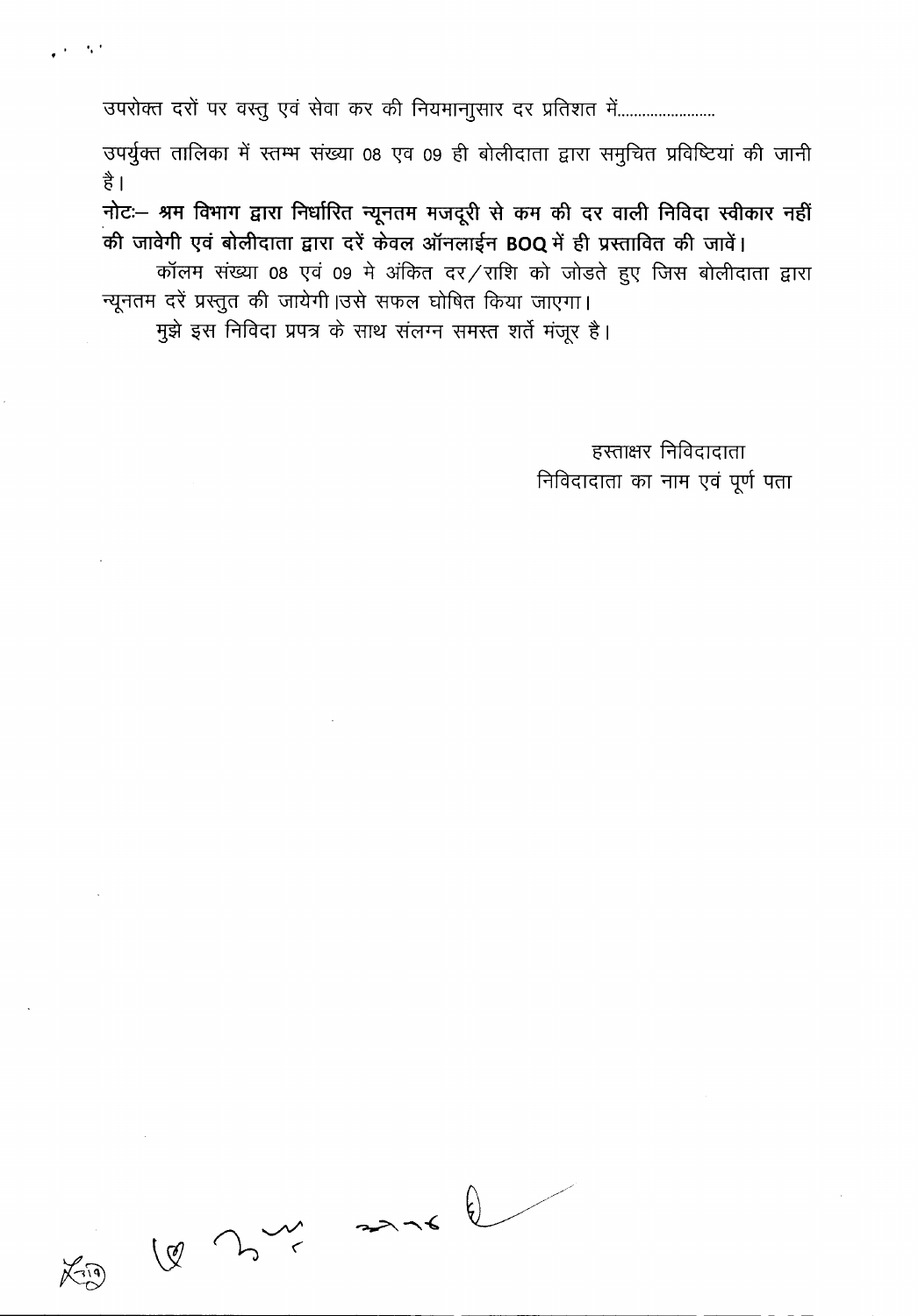उपरोक्त दरों पर वस्तु एवं सेवा कर की नियमानुसार दर प्रतिशत में.......................

उपर्युक्त तालिका में स्तम्भ संख्या 08 एव 09 ही बोलीदाता द्वारा समुचित प्रविष्टियां की जानी है।

**नोटः– श्रम विभाग द्वारा निर्धारित न्यूनतम मजदूरी से कम की दर वाली निविदा स्वीकार नहीं की जावेगी एवं बोलीदाता द्वारा दरें केवल ऑनलाईन BOQ में ही प्रस्तावित की जावें।**

कॉलम संख्या 08 एवं 09 मे अंकित दर/राशि को जोडते हुए जिस बोलीदाता द्वारा न्यूनतम दरें प्रस्तुत की जायेगी।उसे सफल घोषित किया जाएगा।

मुझे इस निविदा प्रपत्र के साथ संलग्न समस्त शर्तें मंजूर है।

हस्ताक्षर निविदादाता

निविदादाता का नाम एवं पूर्ण पता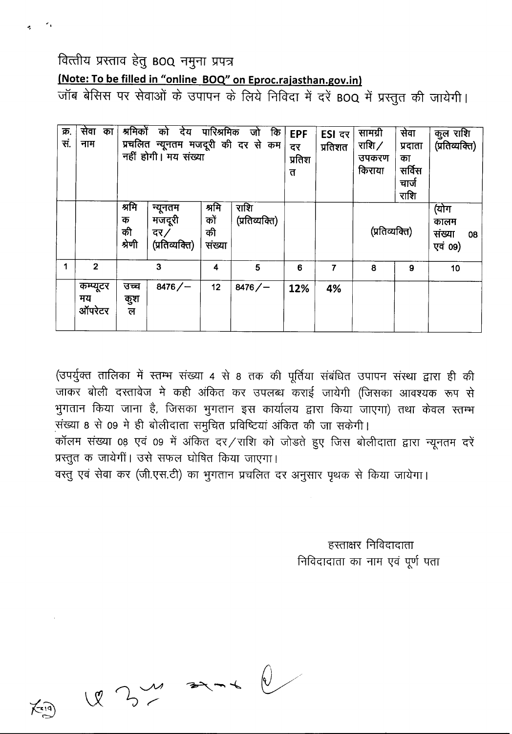## वित्तीय प्रस्ताव हेतु BOQ नमुना प्रपत्र

**(Note: To be filled in "online BOQ" on Eproc.rajasthan.gov.in)**

जॉब बेसिस पर सेवाओं के उपापन के लिये निविदा में दरें BOQ में प्रस्तुत की जायेगी।

| क्र. सं. | सेवा का नाम | श्रमिकों को देय पारिश्रमिक जो कि प्रचलित न्यूनतम मजदूरी की दर से कम नहीं होगी। मय संख्या | | | | EPF दर प्रतिशत | ESI दर प्रतिशत | सामग्री राशि/ उपकरण किराया | सेवा प्रदाता का सर्विस चार्ज राशि | कुल राशि (प्रतिव्यक्ति) |
|---|---|---|---|---|---|---|---|---|---|---|
| | | श्रमिक की श्रेणी | न्यूनतम मजदूरी दर/ (प्रतिव्यक्ति) | श्रमिकों की संख्या | राशि (प्रतिव्यक्ति) | | | (प्रतिव्यक्ति) | | (योग कालम संख्या 08 एवं 09) |
| 1 | 2 | 3 | | 4 | 5 | 6 | 7 | 8 | 9 | 10 |
| | कम्प्यूटर मय ऑपरेटर | उच्च कुशल | 8476/− | 12 | 8476/− | 12% | 4% | | | |

(उपर्युक्त तालिका में स्तम्भ संख्या 4 से 8 तक की पूर्तिया संबंधित उपापन संस्था द्वारा ही की जाकर बोली दस्तावेज मे कही अंकित कर उपलब्ध कराई जायेगी (जिसका आवश्यक रूप से भुगतान किया जाना है, जिसका भुगतान इस कार्यालय द्वारा किया जाएगा) तथा केवल स्तम्भ संख्या 8 से 09 मे ही बोलीदाता समुचित प्रविष्टियां अंकित की जा सकेगी।

कॉलम संख्या 08 एवं 09 में अंकित दर/राशि को जोडते हुए जिस बोलीदाता द्वारा न्यूनतम दरें प्रस्तुत क जायेगीं। उसे सफल घोषित किया जाएगा।

वस्तु एवं सेवा कर (जी.एस.टी) का भुगतान प्रचलित दर अनुसार पृथक से किया जायेगा।

हस्ताक्षर निविदादाता

निविदादाता का नाम एवं पूर्ण पता